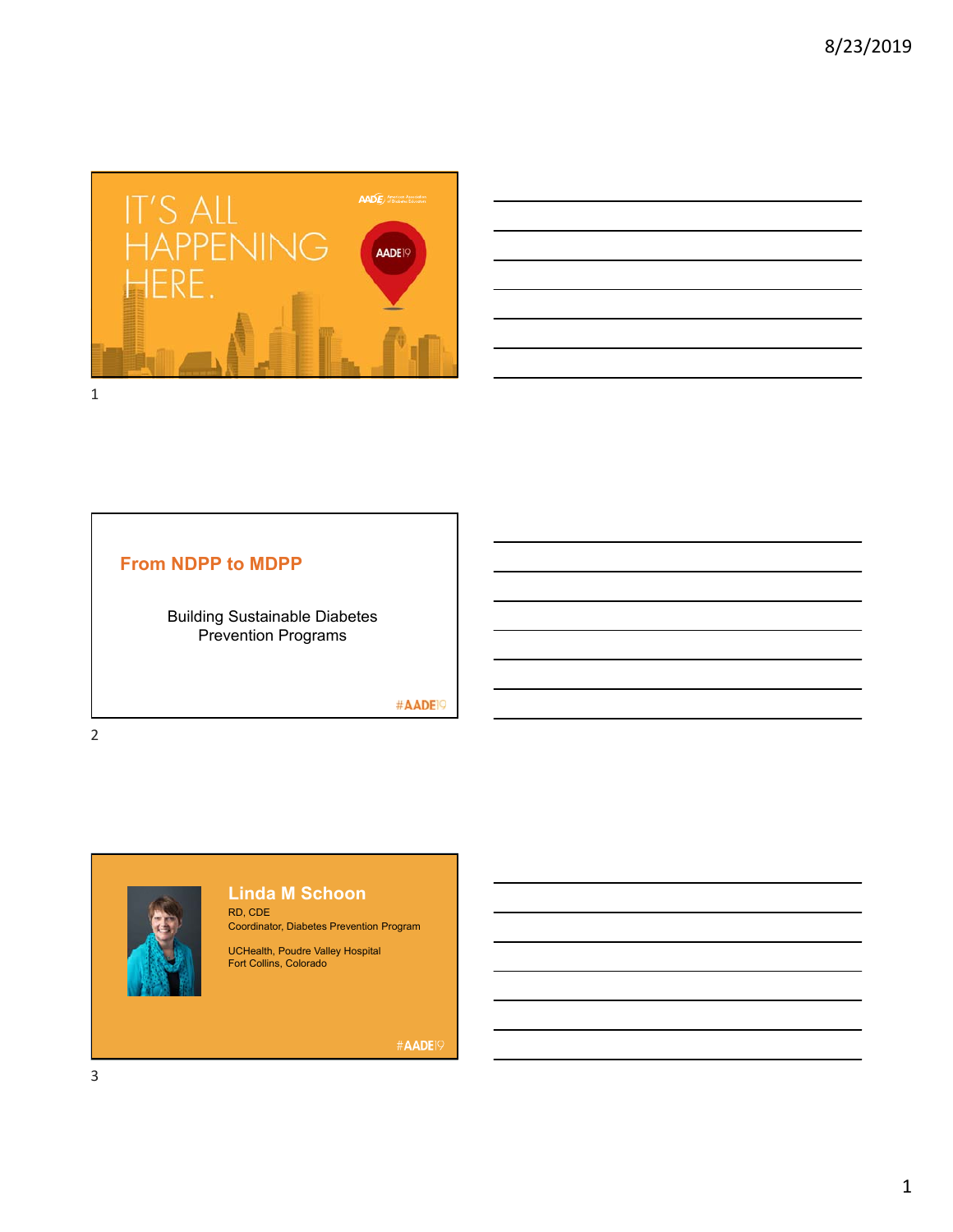IT'S ALL HAPPENING HERE.

AADE19

## From NDPP to MDPP

Building Sustainable Diabetes Prevention Programs

#AADE19

**Linda M Schoon**

RD, CDE
Coordinator, Diabetes Prevention Program

UCHealth, Poudre Valley Hospital
Fort Collins, Colorado

#AADE19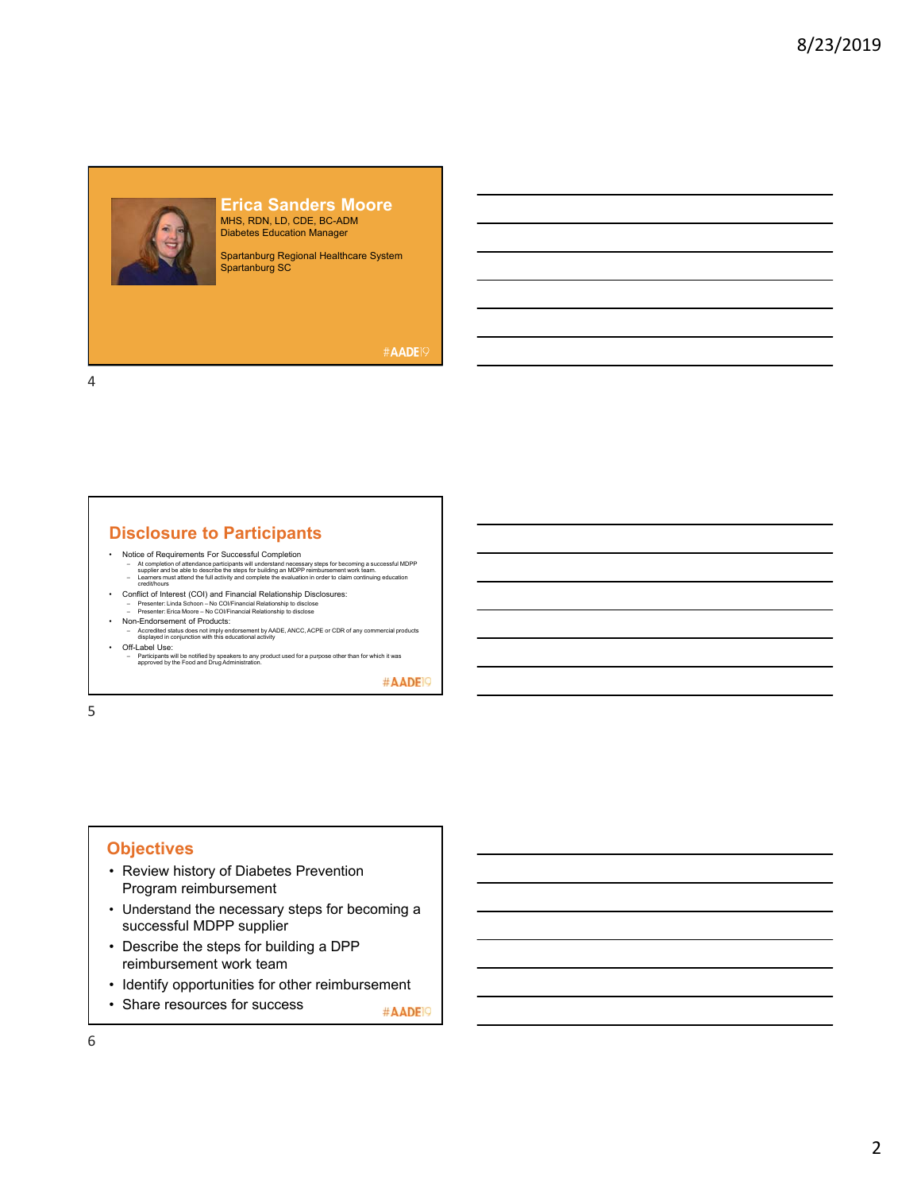## Erica Sanders Moore

MHS, RDN, LD, CDE, BC-ADM
Diabetes Education Manager

Spartanburg Regional Healthcare System
Spartanburg SC

#AADE19

## Disclosure to Participants

- Notice of Requirements For Successful Completion
  - At completion of attendance participants will understand necessary steps for becoming a successful MDPP supplier and be able to describe the steps for building an MDPP reimbursement work team.
  - Learners must attend the full activity and complete the evaluation in order to claim continuing education credit/hours
- Conflict of Interest (COI) and Financial Relationship Disclosures:
  - Presenter: Linda Schoon – No COI/Financial Relationship to disclose
  - Presenter: Erica Moore – No COI/Financial Relationship to disclose
- Non-Endorsement of Products:
  - Accredited status does not imply endorsement by AADE, ANCC, ACPE or CDR of any commercial products displayed in conjunction with this educational activity
- Off-Label Use:
  - Participants will be notified by speakers to any product used for a purpose other than for which it was approved by the Food and Drug Administration.

#AADE19

## Objectives

- Review history of Diabetes Prevention Program reimbursement
- Understand the necessary steps for becoming a successful MDPP supplier
- Describe the steps for building a DPP reimbursement work team
- Identify opportunities for other reimbursement
- Share resources for success

#AADE19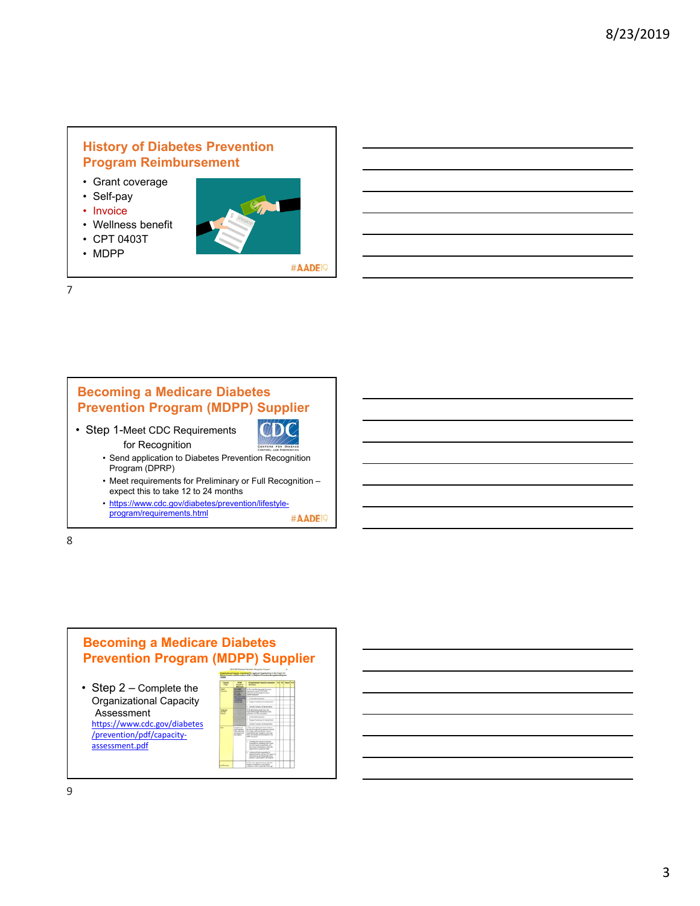## History of Diabetes Prevention Program Reimbursement

- Grant coverage
- Self-pay
- Invoice
- Wellness benefit
- CPT 0403T
- MDPP

#AADE19

## Becoming a Medicare Diabetes Prevention Program (MDPP) Supplier

- Step 1-Meet CDC Requirements for Recognition
  - Send application to Diabetes Prevention Recognition Program (DPRP)
  - Meet requirements for Preliminary or Full Recognition – expect this to take 12 to 24 months
  - https://www.cdc.gov/diabetes/prevention/lifestyle-program/requirements.html

#AADE19

## Becoming a Medicare Diabetes Prevention Program (MDPP) Supplier

- Step 2 – Complete the Organizational Capacity Assessment https://www.cdc.gov/diabetes/prevention/pdf/capacity-assessment.pdf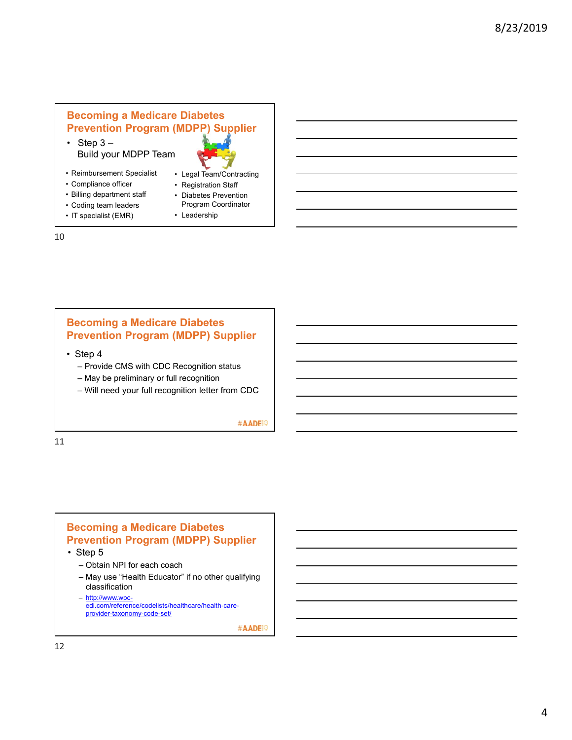## Becoming a Medicare Diabetes Prevention Program (MDPP) Supplier

- Step 3 –
  Build your MDPP Team

- Reimbursement Specialist
- Compliance officer
- Billing department staff
- Coding team leaders
- IT specialist (EMR)
- Legal Team/Contracting
- Registration Staff
- Diabetes Prevention Program Coordinator
- Leadership

## Becoming a Medicare Diabetes Prevention Program (MDPP) Supplier

- Step 4
  - Provide CMS with CDC Recognition status
  - May be preliminary or full recognition
  - Will need your full recognition letter from CDC

#AADE19

## Becoming a Medicare Diabetes Prevention Program (MDPP) Supplier

- Step 5
  - Obtain NPI for each coach
  - May use "Health Educator" if no other qualifying classification
  - http://www.wpc-edi.com/reference/codelists/healthcare/health-care-provider-taxonomy-code-set/

#AADE19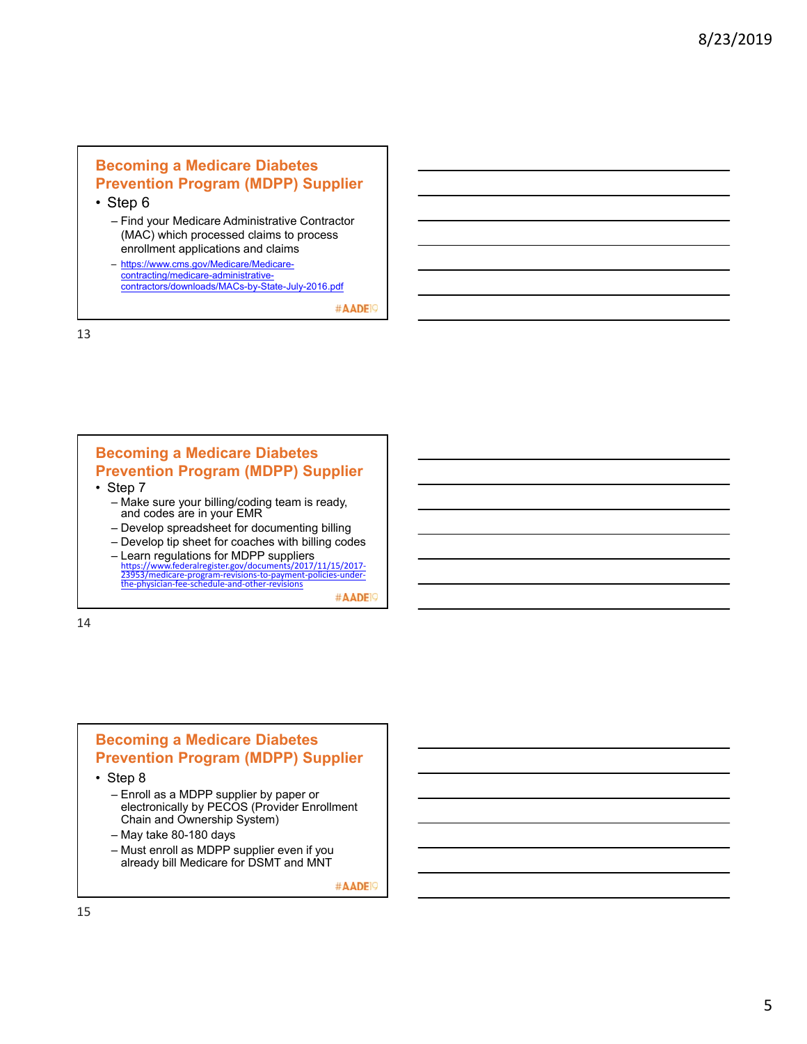## Becoming a Medicare Diabetes Prevention Program (MDPP) Supplier

- Step 6
  - Find your Medicare Administrative Contractor (MAC) which processed claims to process enrollment applications and claims
  - https://www.cms.gov/Medicare/Medicare-contracting/medicare-administrative-contractors/downloads/MACs-by-State-July-2016.pdf

#AADE19

## Becoming a Medicare Diabetes Prevention Program (MDPP) Supplier

- Step 7
  - Make sure your billing/coding team is ready, and codes are in your EMR
  - Develop spreadsheet for documenting billing
  - Develop tip sheet for coaches with billing codes
  - Learn regulations for MDPP suppliers https://www.federalregister.gov/documents/2017/11/15/2017-23953/medicare-program-revisions-to-payment-policies-under-the-physician-fee-schedule-and-other-revisions

#AADE19

## Becoming a Medicare Diabetes Prevention Program (MDPP) Supplier

- Step 8
  - Enroll as a MDPP supplier by paper or electronically by PECOS (Provider Enrollment Chain and Ownership System)
  - May take 80-180 days
  - Must enroll as MDPP supplier even if you already bill Medicare for DSMT and MNT

#AADE19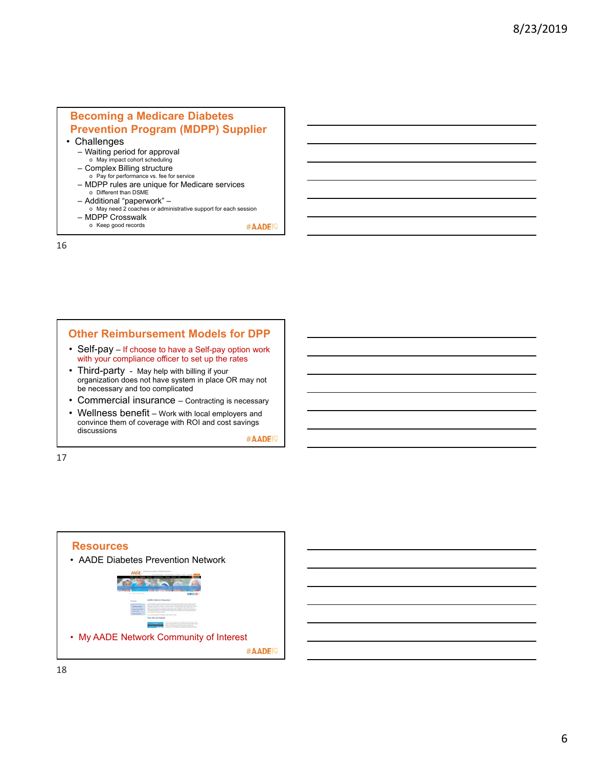## Becoming a Medicare Diabetes Prevention Program (MDPP) Supplier

- Challenges
  - Waiting period for approval
    - May impact cohort scheduling
  - Complex Billing structure
    - Pay for performance vs. fee for service
  - MDPP rules are unique for Medicare services
    - Different than DSME
  - Additional “paperwork” –
    - May need 2 coaches or administrative support for each session
  - MDPP Crosswalk
    - Keep good records

#AADE19

## Other Reimbursement Models for DPP

- Self-pay – If choose to have a Self-pay option work with your compliance officer to set up the rates
- Third-party - May help with billing if your organization does not have system in place OR may not be necessary and too complicated
- Commercial insurance – Contracting is necessary
- Wellness benefit – Work with local employers and convince them of coverage with ROI and cost savings discussions

#AADE19

## Resources

- AADE Diabetes Prevention Network
- My AADE Network Community of Interest

#AADE19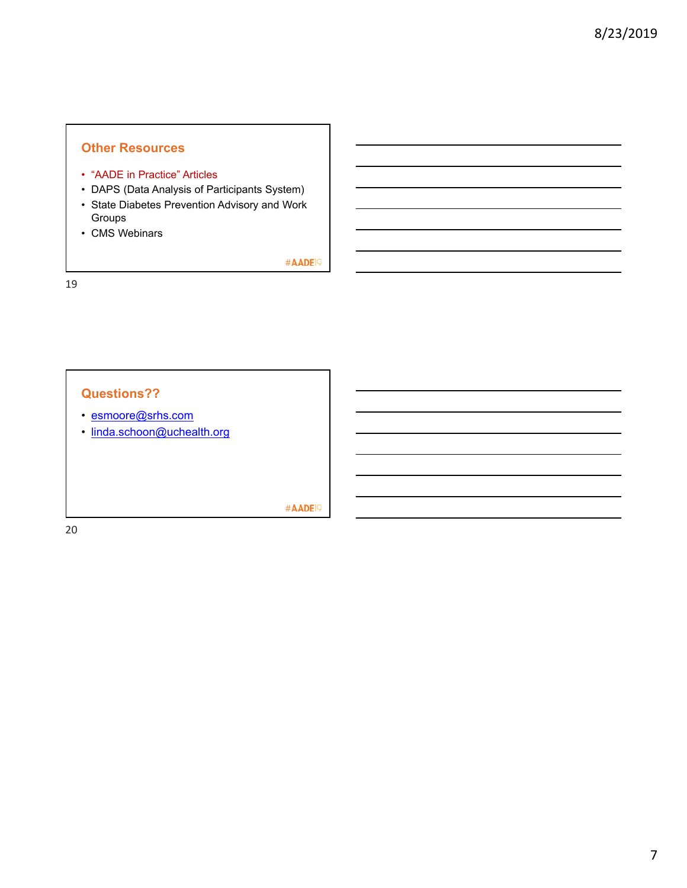## Other Resources

- "AADE in Practice" Articles
- DAPS (Data Analysis of Participants System)
- State Diabetes Prevention Advisory and Work Groups
- CMS Webinars

#AADE19

## Questions??

- esmoore@srhs.com
- linda.schoon@uchealth.org

#AADE19